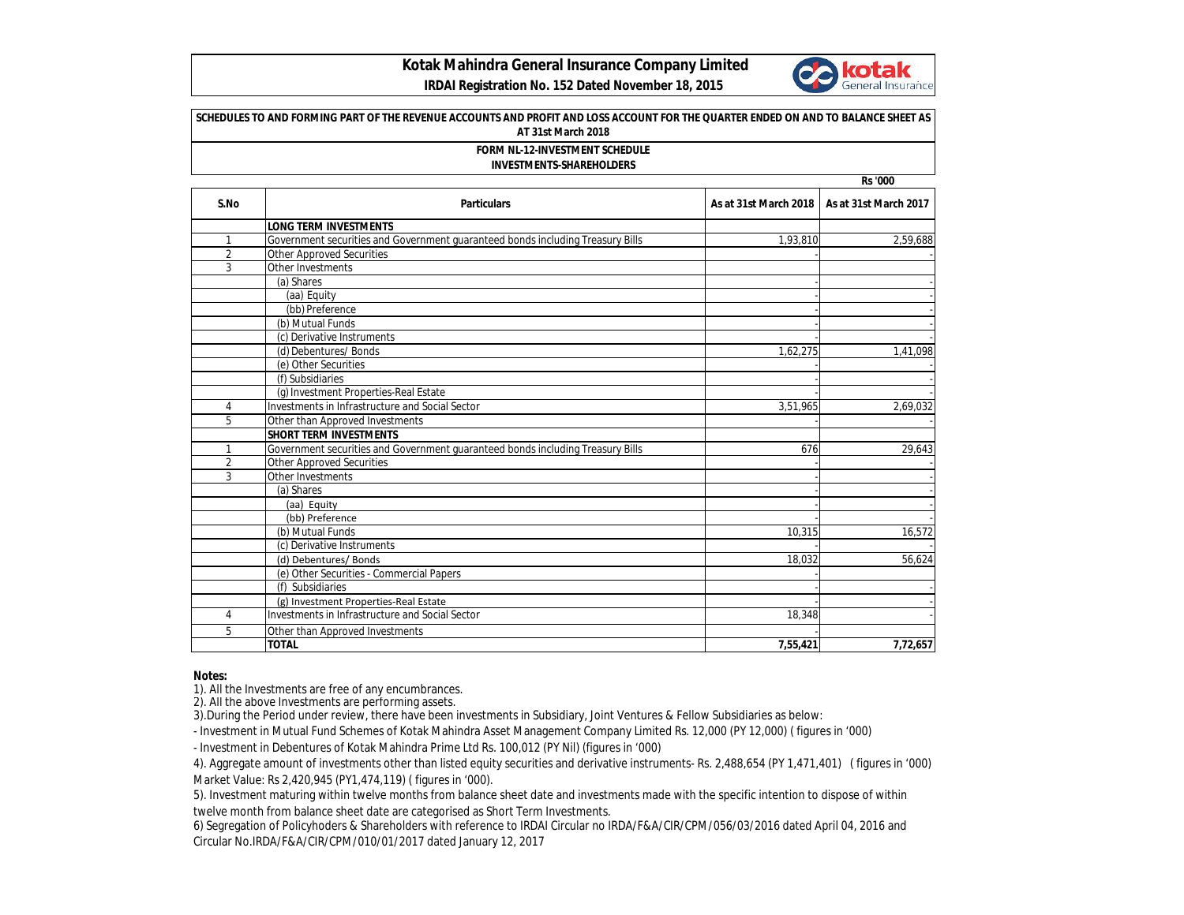# Kotak Mahindra General Insurance Company Limited

**IRDAI Registration No. 152 Dated November 18, 2015**

**SCHEDULES TO AND FORMING PART OF THE REVENUE ACCOUNTS AND PROFIT AND LOSS ACCOUNT FOR THE QUARTER ENDED ON AND TO BALANCE SHEET AS AT 31st March 2018**

**FORM NL-12-INVESTMENT SCHEDULE**

**INVESTMENTS-SHAREHOLDERS**

Rs '000

| S.No | Particulars | As at 31st March 2018 | As at 31st March 2017 |
|---|---|---|---|
| | **LONG TERM INVESTMENTS** | | |
| 1 | Government securities and Government guaranteed bonds including Treasury Bills | 1,93,810 | 2,59,688 |
| 2 | Other Approved Securities | - | - |
| 3 | Other Investments | | |
| | (a) Shares | - | - |
| | (aa) Equity | - | - |
| | (bb) Preference | - | - |
| | (b) Mutual Funds | - | - |
| | (c) Derivative Instruments | - | - |
| | (d) Debentures/ Bonds | 1,62,275 | 1,41,098 |
| | (e) Other Securities | - | - |
| | (f) Subsidiaries | - | - |
| | (g) Investment Properties-Real Estate | - | - |
| 4 | Investments in Infrastructure and Social Sector | 3,51,965 | 2,69,032 |
| 5 | Other than Approved Investments | - | - |
| | **SHORT TERM INVESTMENTS** | | |
| 1 | Government securities and Government guaranteed bonds including Treasury Bills | 676 | 29,643 |
| 2 | Other Approved Securities | - | - |
| 3 | Other Investments | - | - |
| | (a) Shares | - | - |
| | (aa) Equity | - | - |
| | (bb) Preference | - | - |
| | (b) Mutual Funds | 10,315 | 16,572 |
| | (c) Derivative Instruments | - | - |
| | (d) Debentures/ Bonds | 18,032 | 56,624 |
| | (e) Other Securities - Commercial Papers | - | |
| | (f) Subsidiaries | - | - |
| | (g) Investment Properties-Real Estate | - | - |
| 4 | Investments in Infrastructure and Social Sector | 18,348 | - |
| 5 | Other than Approved Investments | - | |
| | **TOTAL** | **7,55,421** | **7,72,657** |

**Notes:**

1). All the Investments are free of any encumbrances.

2). All the above Investments are performing assets.

3).During the Period under review, there have been investments in Subsidiary, Joint Ventures & Fellow Subsidiaries as below:

- Investment in Mutual Fund Schemes of Kotak Mahindra Asset Management Company Limited Rs. 12,000 (PY 12,000) ( figures in '000)

- Investment in Debentures of Kotak Mahindra Prime Ltd Rs. 100,012 (PY Nil) (figures in '000)

4). Aggregate amount of investments other than listed equity securities and derivative instruments- Rs. 2,488,654 (PY 1,471,401) ( figures in '000) Market Value: Rs 2,420,945 (PY1,474,119) ( figures in '000).

5). Investment maturing within twelve months from balance sheet date and investments made with the specific intention to dispose of within twelve month from balance sheet date are categorised as Short Term Investments.

6) Segregation of Policyhoders & Shareholders with reference to IRDAI Circular no IRDA/F&A/CIR/CPM/056/03/2016 dated April 04, 2016 and Circular No.IRDA/F&A/CIR/CPM/010/01/2017 dated January 12, 2017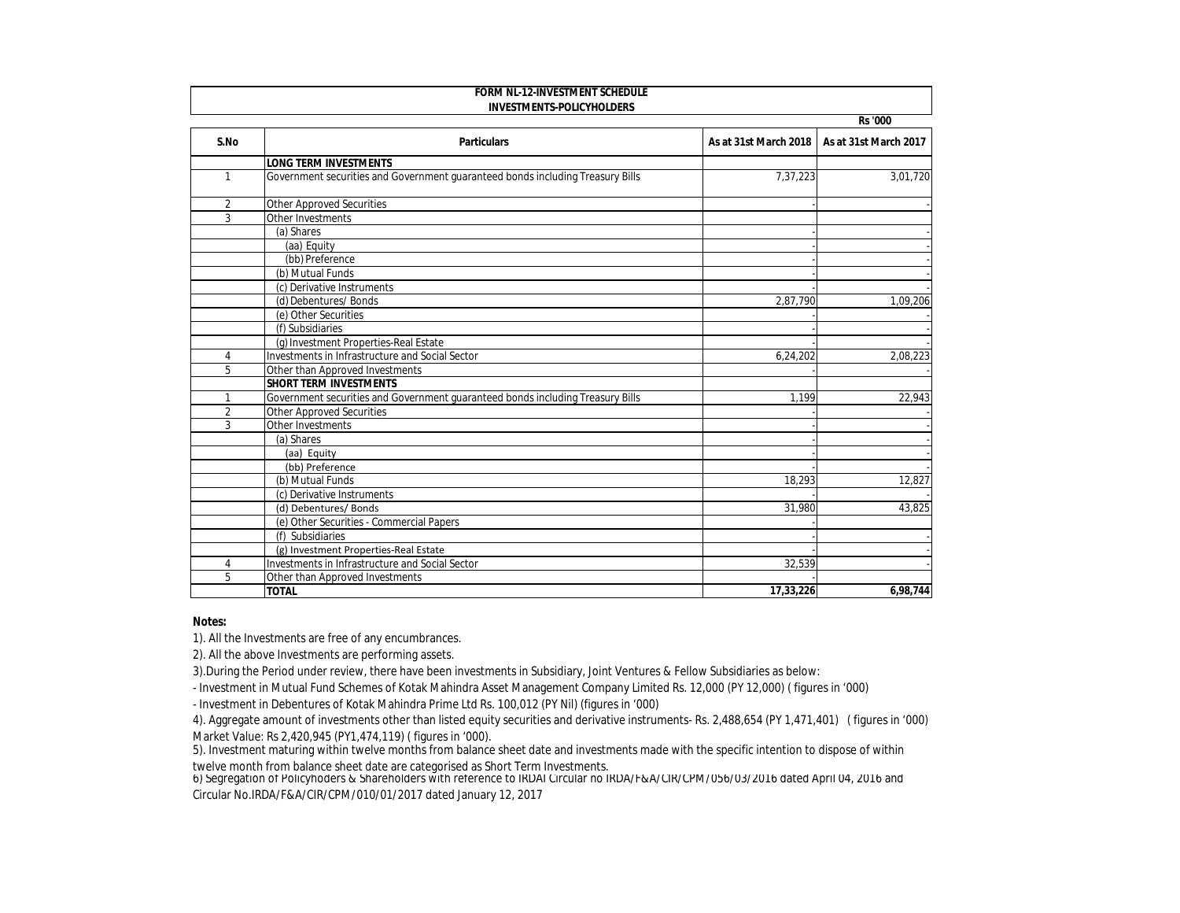# FORM NL-12-INVESTMENT SCHEDULE

## INVESTMENTS-POLICYHOLDERS

Rs '000

| S.No | Particulars | As at 31st March 2018 | As at 31st March 2017 |
|---|---|---|---|
| | **LONG TERM INVESTMENTS** | | |
| 1 | Government securities and Government guaranteed bonds including Treasury Bills | 7,37,223 | 3,01,720 |
| 2 | Other Approved Securities | - | - |
| 3 | Other Investments | | |
| | (a) Shares | - | - |
| | (aa) Equity | - | - |
| | (bb) Preference | - | - |
| | (b) Mutual Funds | - | - |
| | (c) Derivative Instruments | - | - |
| | (d) Debentures/ Bonds | 2,87,790 | 1,09,206 |
| | (e) Other Securities | - | - |
| | (f) Subsidiaries | - | - |
| | (g) Investment Properties-Real Estate | - | - |
| 4 | Investments in Infrastructure and Social Sector | 6,24,202 | 2,08,223 |
| 5 | Other than Approved Investments | - | - |
| | **SHORT TERM INVESTMENTS** | | |
| 1 | Government securities and Government guaranteed bonds including Treasury Bills | 1,199 | 22,943 |
| 2 | Other Approved Securities | - | - |
| 3 | Other Investments | - | - |
| | (a) Shares | - | - |
| | (aa) Equity | - | - |
| | (bb) Preference | - | - |
| | (b) Mutual Funds | 18,293 | 12,827 |
| | (c) Derivative Instruments | - | - |
| | (d) Debentures/ Bonds | 31,980 | 43,825 |
| | (e) Other Securities - Commercial Papers | - | |
| | (f) Subsidiaries | - | - |
| | (g) Investment Properties-Real Estate | - | - |
| 4 | Investments in Infrastructure and Social Sector | 32,539 | - |
| 5 | Other than Approved Investments | - | |
| | **TOTAL** | **17,33,226** | **6,98,744** |

**Notes:**

1). All the Investments are free of any encumbrances.

2). All the above Investments are performing assets.

3).During the Period under review, there have been investments in Subsidiary, Joint Ventures & Fellow Subsidiaries as below:

- Investment in Mutual Fund Schemes of Kotak Mahindra Asset Management Company Limited Rs. 12,000 (PY 12,000) ( figures in '000)

- Investment in Debentures of Kotak Mahindra Prime Ltd Rs. 100,012 (PY Nil) (figures in '000)

4). Aggregate amount of investments other than listed equity securities and derivative instruments- Rs. 2,488,654 (PY 1,471,401) ( figures in '000) Market Value: Rs 2,420,945 (PY1,474,119) ( figures in '000).

5). Investment maturing within twelve months from balance sheet date and investments made with the specific intention to dispose of within twelve month from balance sheet date are categorised as Short Term Investments.

6) Segregation of Policyhoders & Shareholders with reference to IRDAI Circular no IRDA/F&A/CIR/CPM/056/03/2016 dated April 04, 2016 and Circular No.IRDA/F&A/CIR/CPM/010/01/2017 dated January 12, 2017